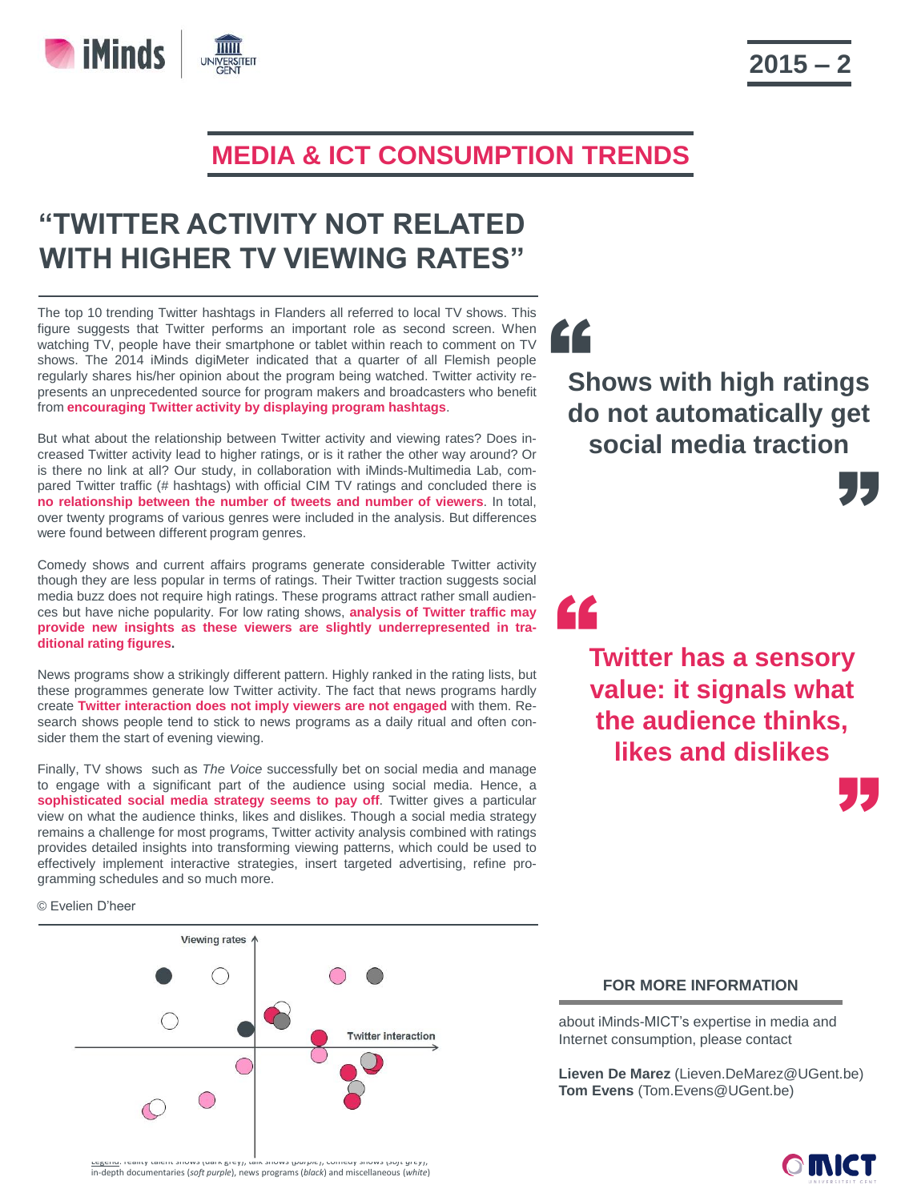# MEDIA & ICT CONSUMPTION TRENDS

2015 – 2

## "TWITTER ACTIVITY NOT RELATED WITH HIGHER TV VIEWING RATES"

The top 10 trending Twitter hashtags in Flanders all referred to local TV shows. This figure suggests that Twitter performs an important role as second screen. When watching TV, people have their smartphone or tablet within reach to comment on TV shows. The 2014 iMinds digiMeter indicated that a quarter of all Flemish people regularly shares his/her opinion about the program being watched. Twitter activity represents an unprecedented source for program makers and broadcasters who benefit from **encouraging Twitter activity by displaying program hashtags**.

But what about the relationship between Twitter activity and viewing rates? Does increased Twitter activity lead to higher ratings, or is it rather the other way around? Or is there no link at all? Our study, in collaboration with iMinds-Multimedia Lab, compared Twitter traffic (# hashtags) with official CIM TV ratings and concluded there is **no relationship between the number of tweets and number of viewers**. In total, over twenty programs of various genres were included in the analysis. But differences were found between different program genres.

Comedy shows and current affairs programs generate considerable Twitter activity though they are less popular in terms of ratings. Their Twitter traction suggests social media buzz does not require high ratings. These programs attract rather small audiences but have niche popularity. For low rating shows, **analysis of Twitter traffic may provide new insights as these viewers are slightly underrepresented in traditional rating figures.**

News programs show a strikingly different pattern. Highly ranked in the rating lists, but these programmes generate low Twitter activity. The fact that news programs hardly create **Twitter interaction does not imply viewers are not engaged** with them. Research shows people tend to stick to news programs as a daily ritual and often consider them the start of evening viewing.

Finally, TV shows such as *The Voice* successfully bet on social media and manage to engage with a significant part of the audience using social media. Hence, a **sophisticated social media strategy seems to pay off**. Twitter gives a particular view on what the audience thinks, likes and dislikes. Though a social media strategy remains a challenge for most programs, Twitter activity analysis combined with ratings provides detailed insights into transforming viewing patterns, which could be used to effectively implement interactive strategies, insert targeted advertising, refine programming schedules and so much more.

© Evelien D'heer

> **Shows with high ratings do not automatically get social media traction**

> **Twitter has a sensory value: it signals what the audience thinks, likes and dislikes**

Viewing rates / Twitter interaction

Legend: reality talent shows (dark grey), talk shows (purple), comedy shows (soft grey), in-depth documentaries (*soft purple*), news programs (*black*) and miscellaneous (*white*)

#### FOR MORE INFORMATION

about iMinds-MICT's expertise in media and Internet consumption, please contact

**Lieven De Marez** (Lieven.DeMarez@UGent.be)
**Tom Evens** (Tom.Evens@UGent.be)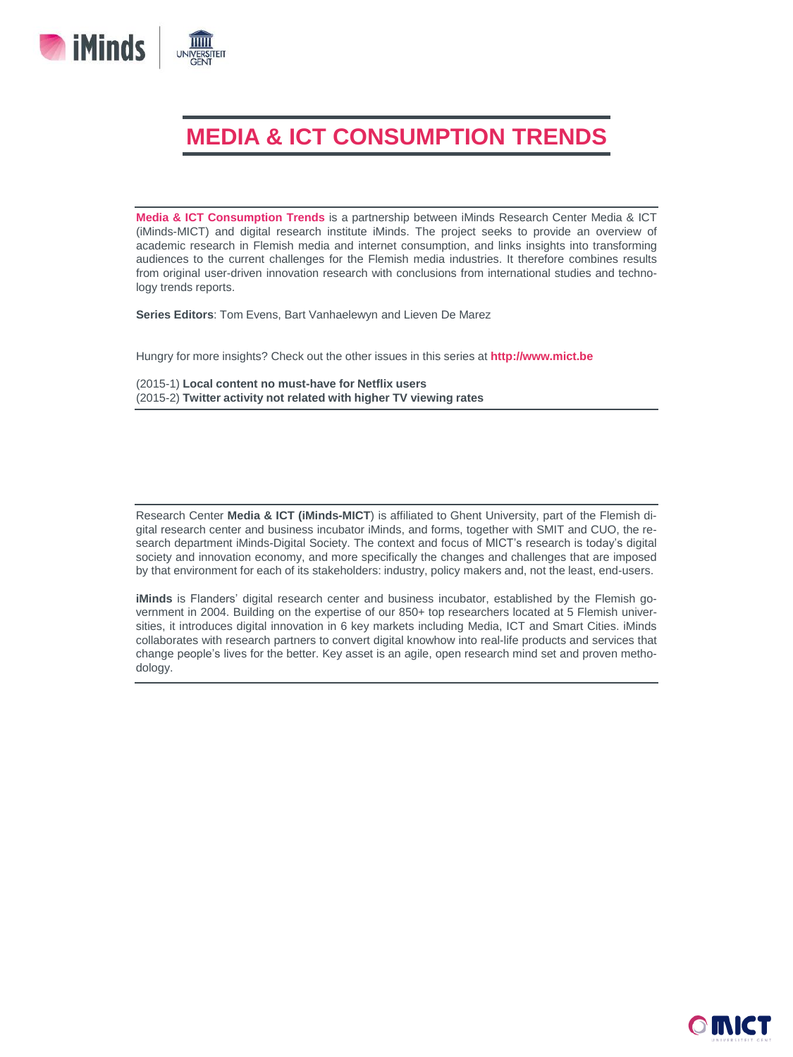# MEDIA & ICT CONSUMPTION TRENDS

**Media & ICT Consumption Trends** is a partnership between iMinds Research Center Media & ICT (iMinds-MICT) and digital research institute iMinds. The project seeks to provide an overview of academic research in Flemish media and internet consumption, and links insights into transforming audiences to the current challenges for the Flemish media industries. It therefore combines results from original user-driven innovation research with conclusions from international studies and technology trends reports.

**Series Editors**: Tom Evens, Bart Vanhaelewyn and Lieven De Marez

Hungry for more insights? Check out the other issues in this series at **http://www.mict.be**

(2015-1) **Local content no must-have for Netflix users**
(2015-2) **Twitter activity not related with higher TV viewing rates**

---

Research Center **Media & ICT (iMinds-MICT**) is affiliated to Ghent University, part of the Flemish digital research center and business incubator iMinds, and forms, together with SMIT and CUO, the research department iMinds-Digital Society. The context and focus of MICT's research is today's digital society and innovation economy, and more specifically the changes and challenges that are imposed by that environment for each of its stakeholders: industry, policy makers and, not the least, end-users.

**iMinds** is Flanders' digital research center and business incubator, established by the Flemish government in 2004. Building on the expertise of our 850+ top researchers located at 5 Flemish universities, it introduces digital innovation in 6 key markets including Media, ICT and Smart Cities. iMinds collaborates with research partners to convert digital knowhow into real-life products and services that change people's lives for the better. Key asset is an agile, open research mind set and proven methodology.